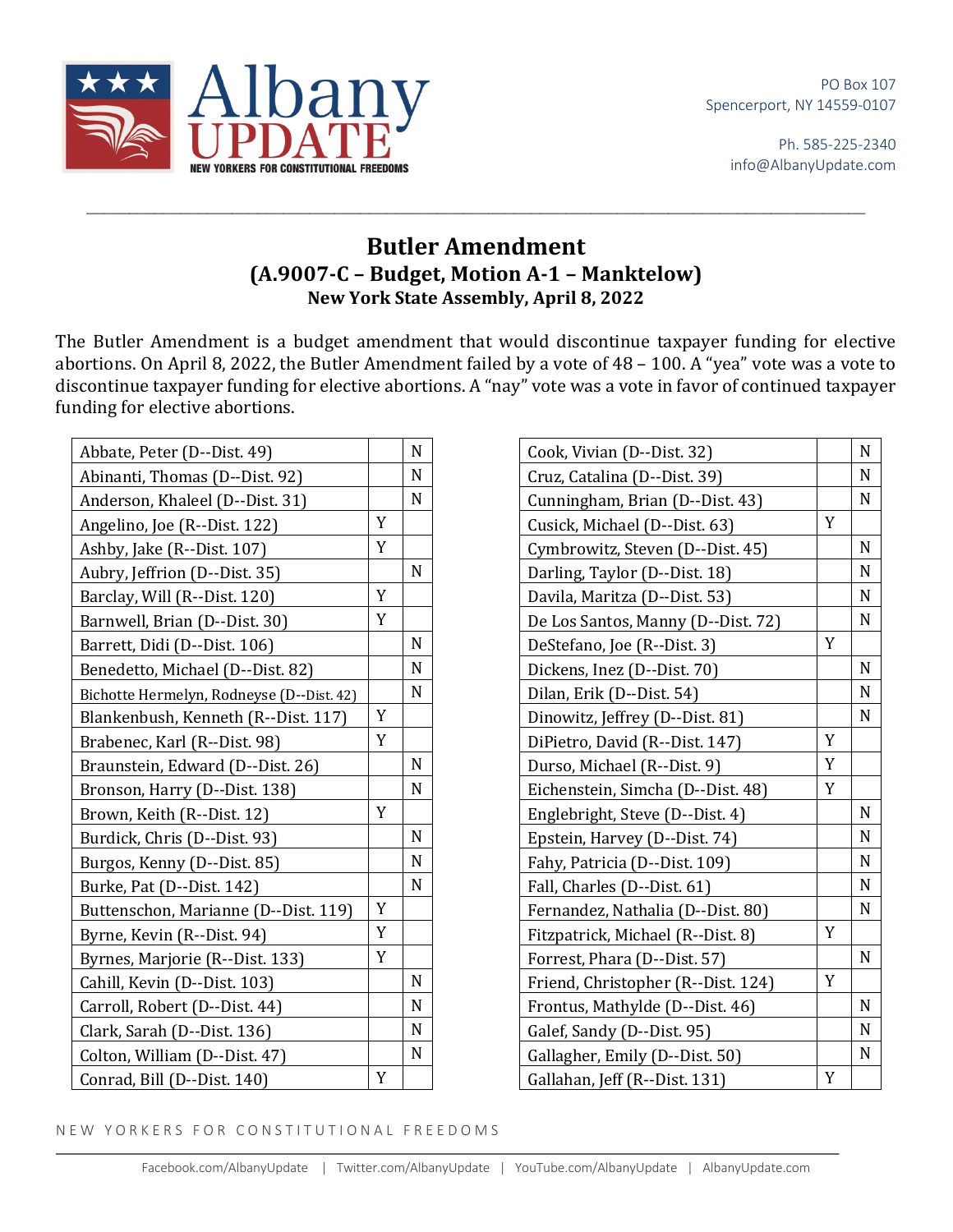Albany UPDATE
NEW YORKERS FOR CONSTITUTIONAL FREEDOMS

PO Box 107
Spencerport, NY 14559-0107

Ph. 585-225-2340
info@AlbanyUpdate.com

# Butler Amendment
## (A.9007-C – Budget, Motion A-1 – Manktelow)
### New York State Assembly, April 8, 2022

The Butler Amendment is a budget amendment that would discontinue taxpayer funding for elective abortions. On April 8, 2022, the Butler Amendment failed by a vote of 48 – 100. A "yea" vote was a vote to discontinue taxpayer funding for elective abortions. A "nay" vote was a vote in favor of continued taxpayer funding for elective abortions.

| Member | Y | N |
|---|---|---|
| Abbate, Peter (D--Dist. 49) | | N |
| Abinanti, Thomas (D--Dist. 92) | | N |
| Anderson, Khaleel (D--Dist. 31) | | N |
| Angelino, Joe (R--Dist. 122) | Y | |
| Ashby, Jake (R--Dist. 107) | Y | |
| Aubry, Jeffrion (D--Dist. 35) | | N |
| Barclay, Will (R--Dist. 120) | Y | |
| Barnwell, Brian (D--Dist. 30) | Y | |
| Barrett, Didi (D--Dist. 106) | | N |
| Benedetto, Michael (D--Dist. 82) | | N |
| Bichotte Hermelyn, Rodneyse (D--Dist. 42) | | N |
| Blankenbush, Kenneth (R--Dist. 117) | Y | |
| Brabenec, Karl (R--Dist. 98) | Y | |
| Braunstein, Edward (D--Dist. 26) | | N |
| Bronson, Harry (D--Dist. 138) | | N |
| Brown, Keith (R--Dist. 12) | Y | |
| Burdick, Chris (D--Dist. 93) | | N |
| Burgos, Kenny (D--Dist. 85) | | N |
| Burke, Pat (D--Dist. 142) | | N |
| Buttenschon, Marianne (D--Dist. 119) | Y | |
| Byrne, Kevin (R--Dist. 94) | Y | |
| Byrnes, Marjorie (R--Dist. 133) | Y | |
| Cahill, Kevin (D--Dist. 103) | | N |
| Carroll, Robert (D--Dist. 44) | | N |
| Clark, Sarah (D--Dist. 136) | | N |
| Colton, William (D--Dist. 47) | | N |
| Conrad, Bill (D--Dist. 140) | Y | |
| Cook, Vivian (D--Dist. 32) | | N |
| Cruz, Catalina (D--Dist. 39) | | N |
| Cunningham, Brian (D--Dist. 43) | | N |
| Cusick, Michael (D--Dist. 63) | Y | |
| Cymbrowitz, Steven (D--Dist. 45) | | N |
| Darling, Taylor (D--Dist. 18) | | N |
| Davila, Maritza (D--Dist. 53) | | N |
| De Los Santos, Manny (D--Dist. 72) | | N |
| DeStefano, Joe (R--Dist. 3) | Y | |
| Dickens, Inez (D--Dist. 70) | | N |
| Dilan, Erik (D--Dist. 54) | | N |
| Dinowitz, Jeffrey (D--Dist. 81) | | N |
| DiPietro, David (R--Dist. 147) | Y | |
| Durso, Michael (R--Dist. 9) | Y | |
| Eichenstein, Simcha (D--Dist. 48) | Y | |
| Englebright, Steve (D--Dist. 4) | | N |
| Epstein, Harvey (D--Dist. 74) | | N |
| Fahy, Patricia (D--Dist. 109) | | N |
| Fall, Charles (D--Dist. 61) | | N |
| Fernandez, Nathalia (D--Dist. 80) | | N |
| Fitzpatrick, Michael (R--Dist. 8) | Y | |
| Forrest, Phara (D--Dist. 57) | | N |
| Friend, Christopher (R--Dist. 124) | Y | |
| Frontus, Mathylde (D--Dist. 46) | | N |
| Galef, Sandy (D--Dist. 95) | | N |
| Gallagher, Emily (D--Dist. 50) | | N |
| Gallahan, Jeff (R--Dist. 131) | Y | |

NEW YORKERS FOR CONSTITUTIONAL FREEDOMS

Facebook.com/AlbanyUpdate | Twitter.com/AlbanyUpdate | YouTube.com/AlbanyUpdate | AlbanyUpdate.com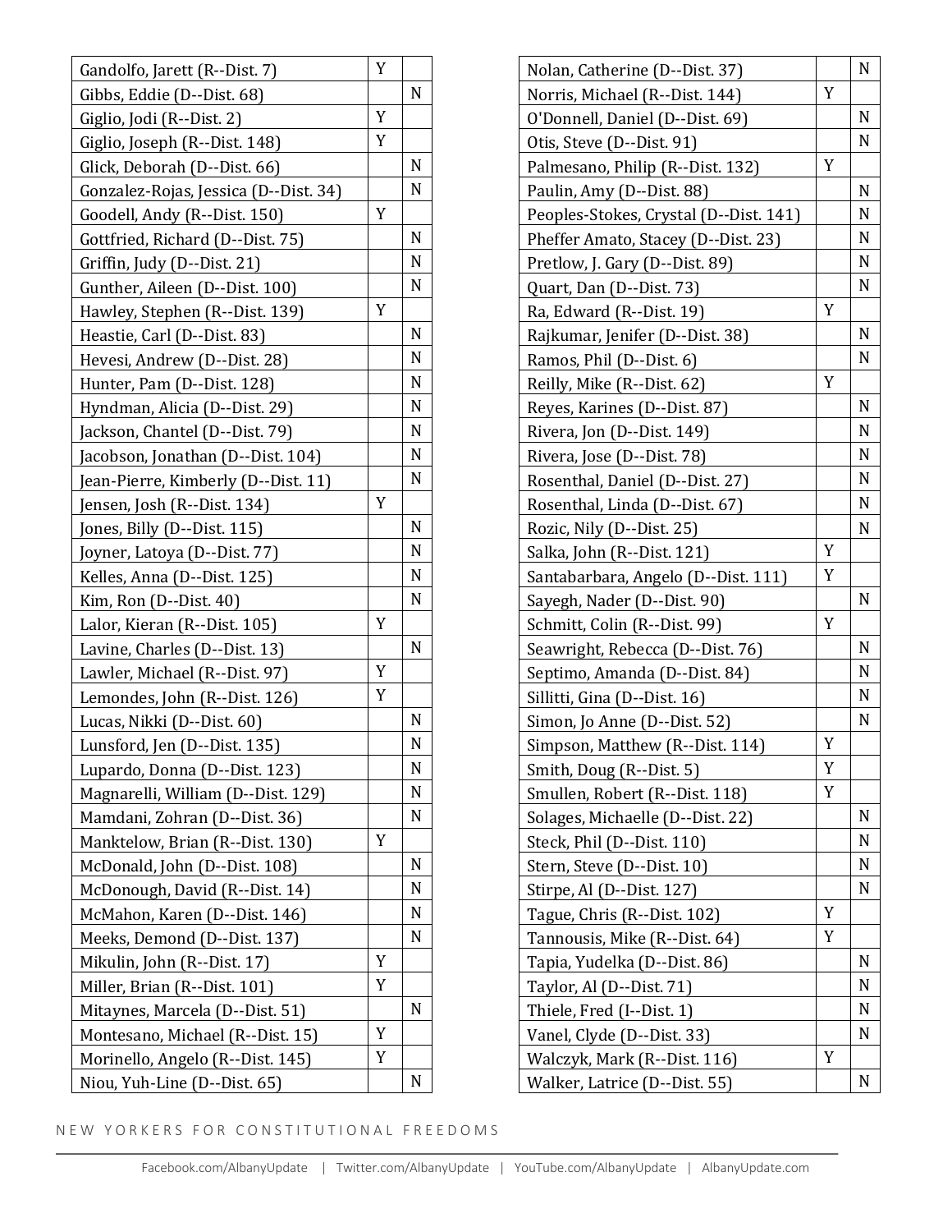| Name | Y | N |
|---|---|---|
| Gandolfo, Jarett (R--Dist. 7) | Y | |
| Gibbs, Eddie (D--Dist. 68) | | N |
| Giglio, Jodi (R--Dist. 2) | Y | |
| Giglio, Joseph (R--Dist. 148) | Y | |
| Glick, Deborah (D--Dist. 66) | | N |
| Gonzalez-Rojas, Jessica (D--Dist. 34) | | N |
| Goodell, Andy (R--Dist. 150) | Y | |
| Gottfried, Richard (D--Dist. 75) | | N |
| Griffin, Judy (D--Dist. 21) | | N |
| Gunther, Aileen (D--Dist. 100) | | N |
| Hawley, Stephen (R--Dist. 139) | Y | |
| Heastie, Carl (D--Dist. 83) | | N |
| Hevesi, Andrew (D--Dist. 28) | | N |
| Hunter, Pam (D--Dist. 128) | | N |
| Hyndman, Alicia (D--Dist. 29) | | N |
| Jackson, Chantel (D--Dist. 79) | | N |
| Jacobson, Jonathan (D--Dist. 104) | | N |
| Jean-Pierre, Kimberly (D--Dist. 11) | | N |
| Jensen, Josh (R--Dist. 134) | Y | |
| Jones, Billy (D--Dist. 115) | | N |
| Joyner, Latoya (D--Dist. 77) | | N |
| Kelles, Anna (D--Dist. 125) | | N |
| Kim, Ron (D--Dist. 40) | | N |
| Lalor, Kieran (R--Dist. 105) | Y | |
| Lavine, Charles (D--Dist. 13) | | N |
| Lawler, Michael (R--Dist. 97) | Y | |
| Lemondes, John (R--Dist. 126) | Y | |
| Lucas, Nikki (D--Dist. 60) | | N |
| Lunsford, Jen (D--Dist. 135) | | N |
| Lupardo, Donna (D--Dist. 123) | | N |
| Magnarelli, William (D--Dist. 129) | | N |
| Mamdani, Zohran (D--Dist. 36) | | N |
| Manktelow, Brian (R--Dist. 130) | Y | |
| McDonald, John (D--Dist. 108) | | N |
| McDonough, David (R--Dist. 14) | | N |
| McMahon, Karen (D--Dist. 146) | | N |
| Meeks, Demond (D--Dist. 137) | | N |
| Mikulin, John (R--Dist. 17) | Y | |
| Miller, Brian (R--Dist. 101) | Y | |
| Mitaynes, Marcela (D--Dist. 51) | | N |
| Montesano, Michael (R--Dist. 15) | Y | |
| Morinello, Angelo (R--Dist. 145) | Y | |
| Niou, Yuh-Line (D--Dist. 65) | | N |
| Nolan, Catherine (D--Dist. 37) | | N |
| Norris, Michael (R--Dist. 144) | Y | |
| O'Donnell, Daniel (D--Dist. 69) | | N |
| Otis, Steve (D--Dist. 91) | | N |
| Palmesano, Philip (R--Dist. 132) | Y | |
| Paulin, Amy (D--Dist. 88) | | N |
| Peoples-Stokes, Crystal (D--Dist. 141) | | N |
| Pheffer Amato, Stacey (D--Dist. 23) | | N |
| Pretlow, J. Gary (D--Dist. 89) | | N |
| Quart, Dan (D--Dist. 73) | | N |
| Ra, Edward (R--Dist. 19) | Y | |
| Rajkumar, Jenifer (D--Dist. 38) | | N |
| Ramos, Phil (D--Dist. 6) | | N |
| Reilly, Mike (R--Dist. 62) | Y | |
| Reyes, Karines (D--Dist. 87) | | N |
| Rivera, Jon (D--Dist. 149) | | N |
| Rivera, Jose (D--Dist. 78) | | N |
| Rosenthal, Daniel (D--Dist. 27) | | N |
| Rosenthal, Linda (D--Dist. 67) | | N |
| Rozic, Nily (D--Dist. 25) | | N |
| Salka, John (R--Dist. 121) | Y | |
| Santabarbara, Angelo (D--Dist. 111) | Y | |
| Sayegh, Nader (D--Dist. 90) | | N |
| Schmitt, Colin (R--Dist. 99) | Y | |
| Seawright, Rebecca (D--Dist. 76) | | N |
| Septimo, Amanda (D--Dist. 84) | | N |
| Sillitti, Gina (D--Dist. 16) | | N |
| Simon, Jo Anne (D--Dist. 52) | | N |
| Simpson, Matthew (R--Dist. 114) | Y | |
| Smith, Doug (R--Dist. 5) | Y | |
| Smullen, Robert (R--Dist. 118) | Y | |
| Solages, Michaelle (D--Dist. 22) | | N |
| Steck, Phil (D--Dist. 110) | | N |
| Stern, Steve (D--Dist. 10) | | N |
| Stirpe, Al (D--Dist. 127) | | N |
| Tague, Chris (R--Dist. 102) | Y | |
| Tannousis, Mike (R--Dist. 64) | Y | |
| Tapia, Yudelka (D--Dist. 86) | | N |
| Taylor, Al (D--Dist. 71) | | N |
| Thiele, Fred (I--Dist. 1) | | N |
| Vanel, Clyde (D--Dist. 33) | | N |
| Walczyk, Mark (R--Dist. 116) | Y | |
| Walker, Latrice (D--Dist. 55) | | N |

NEW YORKERS FOR CONSTITUTIONAL FREEDOMS

Facebook.com/AlbanyUpdate | Twitter.com/AlbanyUpdate | YouTube.com/AlbanyUpdate | AlbanyUpdate.com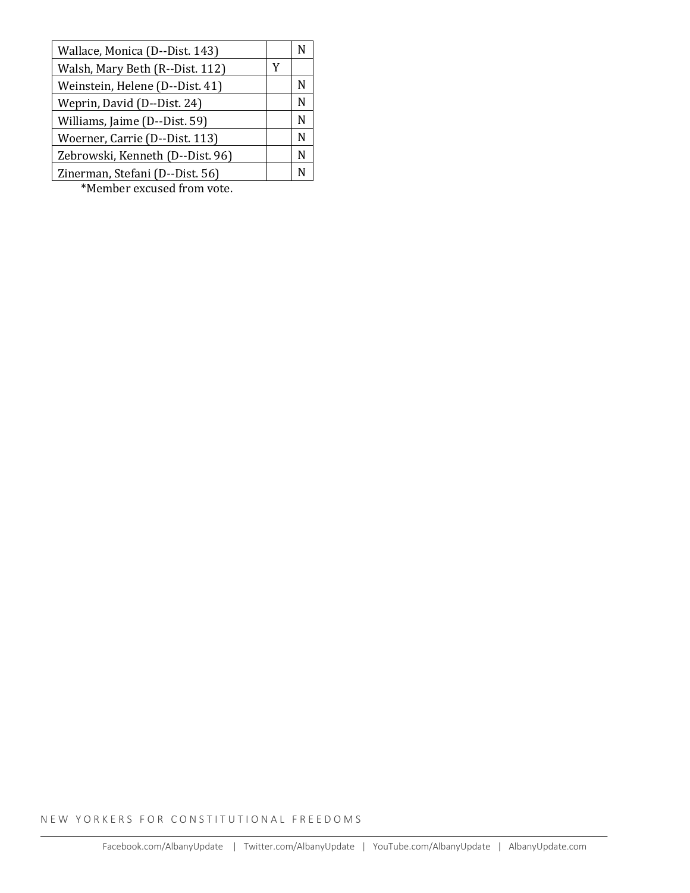| | | |
|---|---|---|
| Wallace, Monica (D--Dist. 143) | | N |
| Walsh, Mary Beth (R--Dist. 112) | Y | |
| Weinstein, Helene (D--Dist. 41) | | N |
| Weprin, David (D--Dist. 24) | | N |
| Williams, Jaime (D--Dist. 59) | | N |
| Woerner, Carrie (D--Dist. 113) | | N |
| Zebrowski, Kenneth (D--Dist. 96) | | N |
| Zinerman, Stefani (D--Dist. 56) | | N |

*Member excused from vote.